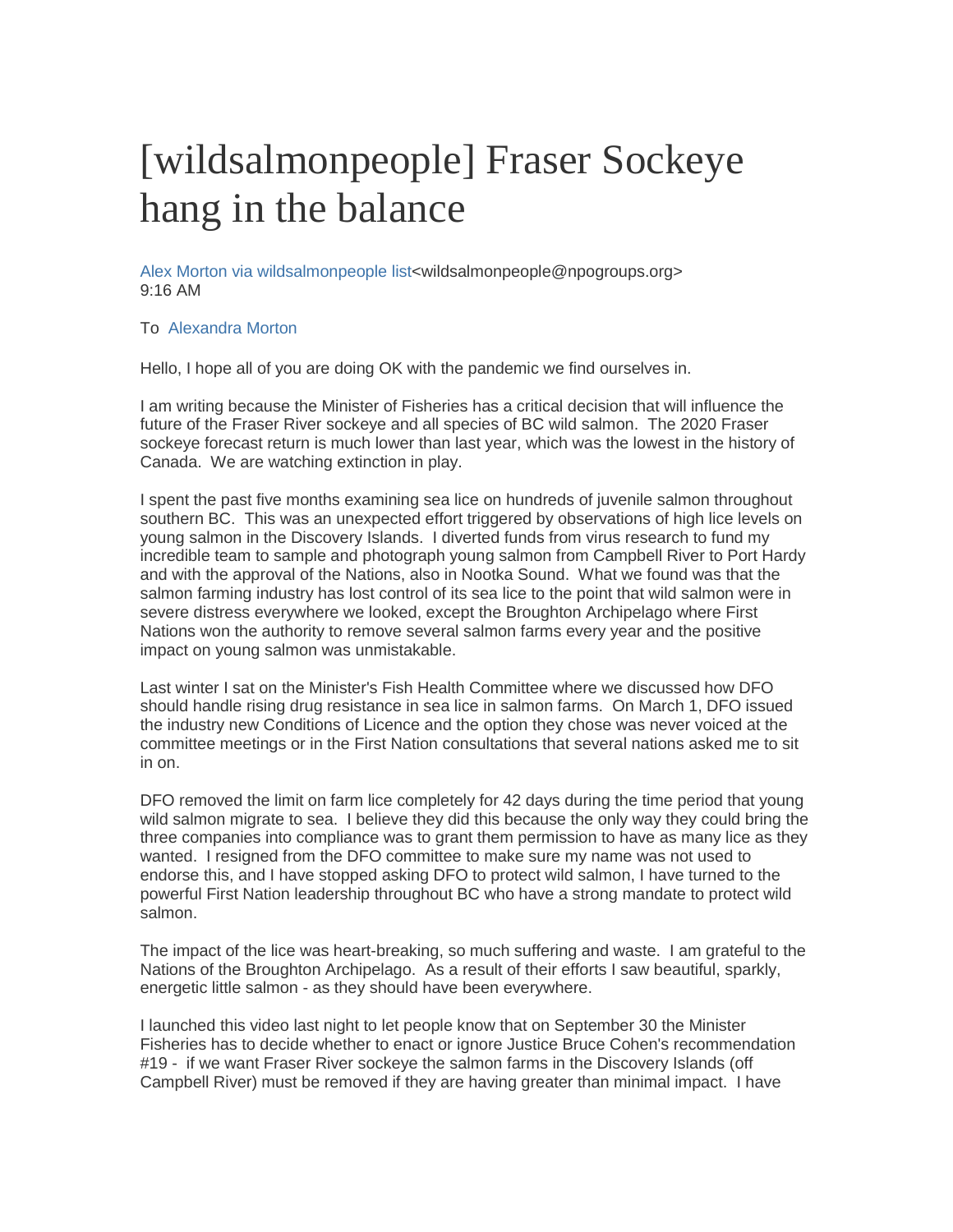# [wildsalmonpeople] Fraser Sockeye hang in the balance

Alex Morton via wildsalmonpeople list<wildsalmonpeople@npogroups.org>
9:16 AM

To Alexandra Morton

Hello, I hope all of you are doing OK with the pandemic we find ourselves in.

I am writing because the Minister of Fisheries has a critical decision that will influence the future of the Fraser River sockeye and all species of BC wild salmon. The 2020 Fraser sockeye forecast return is much lower than last year, which was the lowest in the history of Canada. We are watching extinction in play.

I spent the past five months examining sea lice on hundreds of juvenile salmon throughout southern BC. This was an unexpected effort triggered by observations of high lice levels on young salmon in the Discovery Islands. I diverted funds from virus research to fund my incredible team to sample and photograph young salmon from Campbell River to Port Hardy and with the approval of the Nations, also in Nootka Sound. What we found was that the salmon farming industry has lost control of its sea lice to the point that wild salmon were in severe distress everywhere we looked, except the Broughton Archipelago where First Nations won the authority to remove several salmon farms every year and the positive impact on young salmon was unmistakable.

Last winter I sat on the Minister's Fish Health Committee where we discussed how DFO should handle rising drug resistance in sea lice in salmon farms. On March 1, DFO issued the industry new Conditions of Licence and the option they chose was never voiced at the committee meetings or in the First Nation consultations that several nations asked me to sit in on.

DFO removed the limit on farm lice completely for 42 days during the time period that young wild salmon migrate to sea. I believe they did this because the only way they could bring the three companies into compliance was to grant them permission to have as many lice as they wanted. I resigned from the DFO committee to make sure my name was not used to endorse this, and I have stopped asking DFO to protect wild salmon, I have turned to the powerful First Nation leadership throughout BC who have a strong mandate to protect wild salmon.

The impact of the lice was heart-breaking, so much suffering and waste. I am grateful to the Nations of the Broughton Archipelago. As a result of their efforts I saw beautiful, sparkly, energetic little salmon - as they should have been everywhere.

I launched this video last night to let people know that on September 30 the Minister Fisheries has to decide whether to enact or ignore Justice Bruce Cohen's recommendation #19 - if we want Fraser River sockeye the salmon farms in the Discovery Islands (off Campbell River) must be removed if they are having greater than minimal impact. I have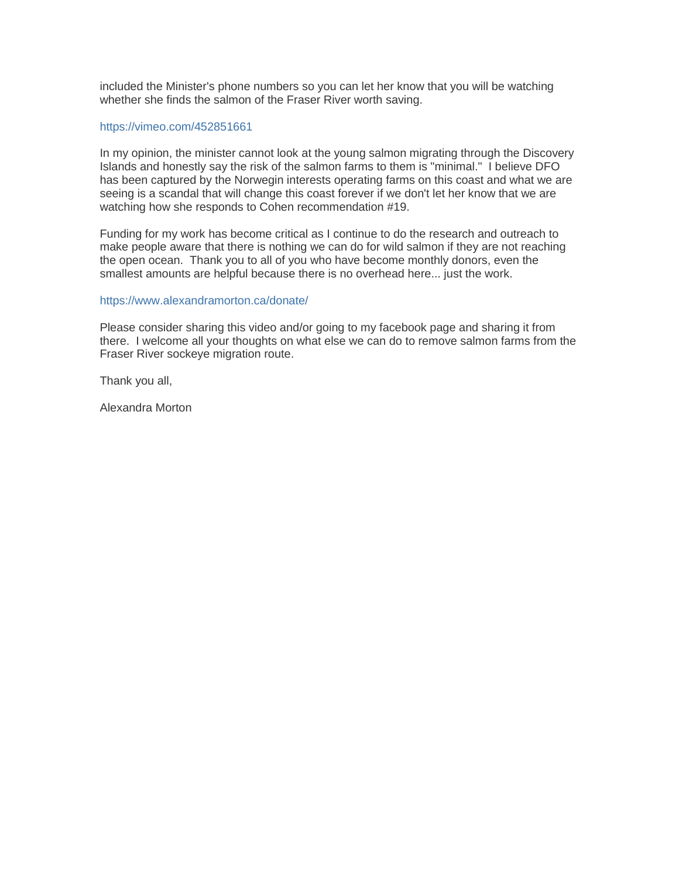included the Minister's phone numbers so you can let her know that you will be watching whether she finds the salmon of the Fraser River worth saving.

https://vimeo.com/452851661

In my opinion, the minister cannot look at the young salmon migrating through the Discovery Islands and honestly say the risk of the salmon farms to them is "minimal." I believe DFO has been captured by the Norwegin interests operating farms on this coast and what we are seeing is a scandal that will change this coast forever if we don't let her know that we are watching how she responds to Cohen recommendation #19.

Funding for my work has become critical as I continue to do the research and outreach to make people aware that there is nothing we can do for wild salmon if they are not reaching the open ocean. Thank you to all of you who have become monthly donors, even the smallest amounts are helpful because there is no overhead here... just the work.

https://www.alexandramorton.ca/donate/

Please consider sharing this video and/or going to my facebook page and sharing it from there. I welcome all your thoughts on what else we can do to remove salmon farms from the Fraser River sockeye migration route.

Thank you all,

Alexandra Morton